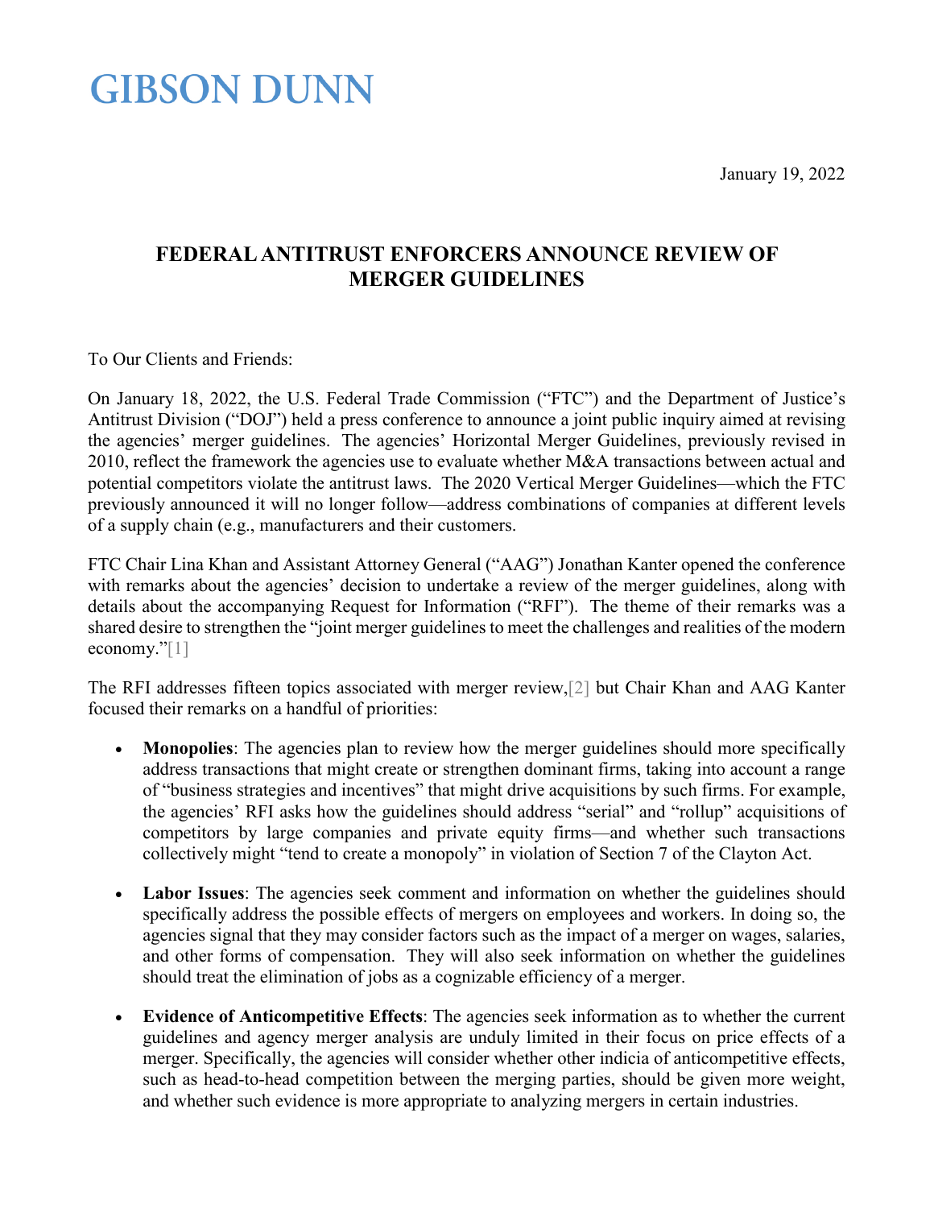# GIBSON DUNN

January 19, 2022

## FEDERAL ANTITRUST ENFORCERS ANNOUNCE REVIEW OF MERGER GUIDELINES

To Our Clients and Friends:

On January 18, 2022, the U.S. Federal Trade Commission ("FTC") and the Department of Justice's Antitrust Division ("DOJ") held a press conference to announce a joint public inquiry aimed at revising the agencies' merger guidelines. The agencies' Horizontal Merger Guidelines, previously revised in 2010, reflect the framework the agencies use to evaluate whether M&A transactions between actual and potential competitors violate the antitrust laws. The 2020 Vertical Merger Guidelines—which the FTC previously announced it will no longer follow—address combinations of companies at different levels of a supply chain (e.g., manufacturers and their customers.

FTC Chair Lina Khan and Assistant Attorney General ("AAG") Jonathan Kanter opened the conference with remarks about the agencies' decision to undertake a review of the merger guidelines, along with details about the accompanying Request for Information ("RFI"). The theme of their remarks was a shared desire to strengthen the "joint merger guidelines to meet the challenges and realities of the modern economy."[1]

The RFI addresses fifteen topics associated with merger review,[2] but Chair Khan and AAG Kanter focused their remarks on a handful of priorities:

- **Monopolies**: The agencies plan to review how the merger guidelines should more specifically address transactions that might create or strengthen dominant firms, taking into account a range of "business strategies and incentives" that might drive acquisitions by such firms. For example, the agencies' RFI asks how the guidelines should address "serial" and "rollup" acquisitions of competitors by large companies and private equity firms—and whether such transactions collectively might "tend to create a monopoly" in violation of Section 7 of the Clayton Act.

- **Labor Issues**: The agencies seek comment and information on whether the guidelines should specifically address the possible effects of mergers on employees and workers. In doing so, the agencies signal that they may consider factors such as the impact of a merger on wages, salaries, and other forms of compensation. They will also seek information on whether the guidelines should treat the elimination of jobs as a cognizable efficiency of a merger.

- **Evidence of Anticompetitive Effects**: The agencies seek information as to whether the current guidelines and agency merger analysis are unduly limited in their focus on price effects of a merger. Specifically, the agencies will consider whether other indicia of anticompetitive effects, such as head-to-head competition between the merging parties, should be given more weight, and whether such evidence is more appropriate to analyzing mergers in certain industries.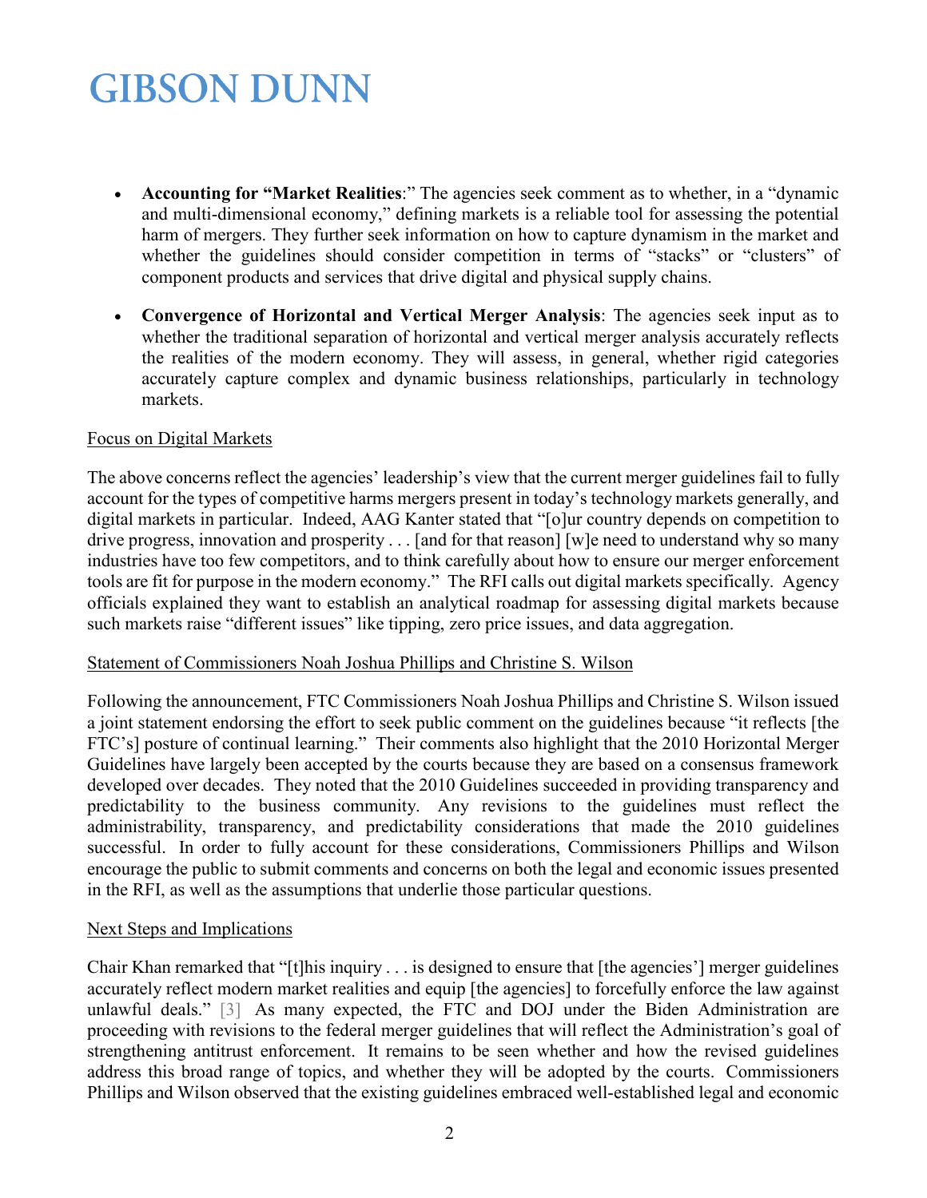- **Accounting for "Market Realities**:" The agencies seek comment as to whether, in a "dynamic and multi-dimensional economy," defining markets is a reliable tool for assessing the potential harm of mergers. They further seek information on how to capture dynamism in the market and whether the guidelines should consider competition in terms of "stacks" or "clusters" of component products and services that drive digital and physical supply chains.
- **Convergence of Horizontal and Vertical Merger Analysis**: The agencies seek input as to whether the traditional separation of horizontal and vertical merger analysis accurately reflects the realities of the modern economy. They will assess, in general, whether rigid categories accurately capture complex and dynamic business relationships, particularly in technology markets.

Focus on Digital Markets

The above concerns reflect the agencies' leadership's view that the current merger guidelines fail to fully account for the types of competitive harms mergers present in today's technology markets generally, and digital markets in particular. Indeed, AAG Kanter stated that "[o]ur country depends on competition to drive progress, innovation and prosperity . . . [and for that reason] [w]e need to understand why so many industries have too few competitors, and to think carefully about how to ensure our merger enforcement tools are fit for purpose in the modern economy." The RFI calls out digital markets specifically. Agency officials explained they want to establish an analytical roadmap for assessing digital markets because such markets raise "different issues" like tipping, zero price issues, and data aggregation.

Statement of Commissioners Noah Joshua Phillips and Christine S. Wilson

Following the announcement, FTC Commissioners Noah Joshua Phillips and Christine S. Wilson issued a joint statement endorsing the effort to seek public comment on the guidelines because "it reflects [the FTC's] posture of continual learning." Their comments also highlight that the 2010 Horizontal Merger Guidelines have largely been accepted by the courts because they are based on a consensus framework developed over decades. They noted that the 2010 Guidelines succeeded in providing transparency and predictability to the business community. Any revisions to the guidelines must reflect the administrability, transparency, and predictability considerations that made the 2010 guidelines successful. In order to fully account for these considerations, Commissioners Phillips and Wilson encourage the public to submit comments and concerns on both the legal and economic issues presented in the RFI, as well as the assumptions that underlie those particular questions.

Next Steps and Implications

Chair Khan remarked that "[t]his inquiry . . . is designed to ensure that [the agencies'] merger guidelines accurately reflect modern market realities and equip [the agencies] to forcefully enforce the law against unlawful deals." [3] As many expected, the FTC and DOJ under the Biden Administration are proceeding with revisions to the federal merger guidelines that will reflect the Administration's goal of strengthening antitrust enforcement. It remains to be seen whether and how the revised guidelines address this broad range of topics, and whether they will be adopted by the courts. Commissioners Phillips and Wilson observed that the existing guidelines embraced well-established legal and economic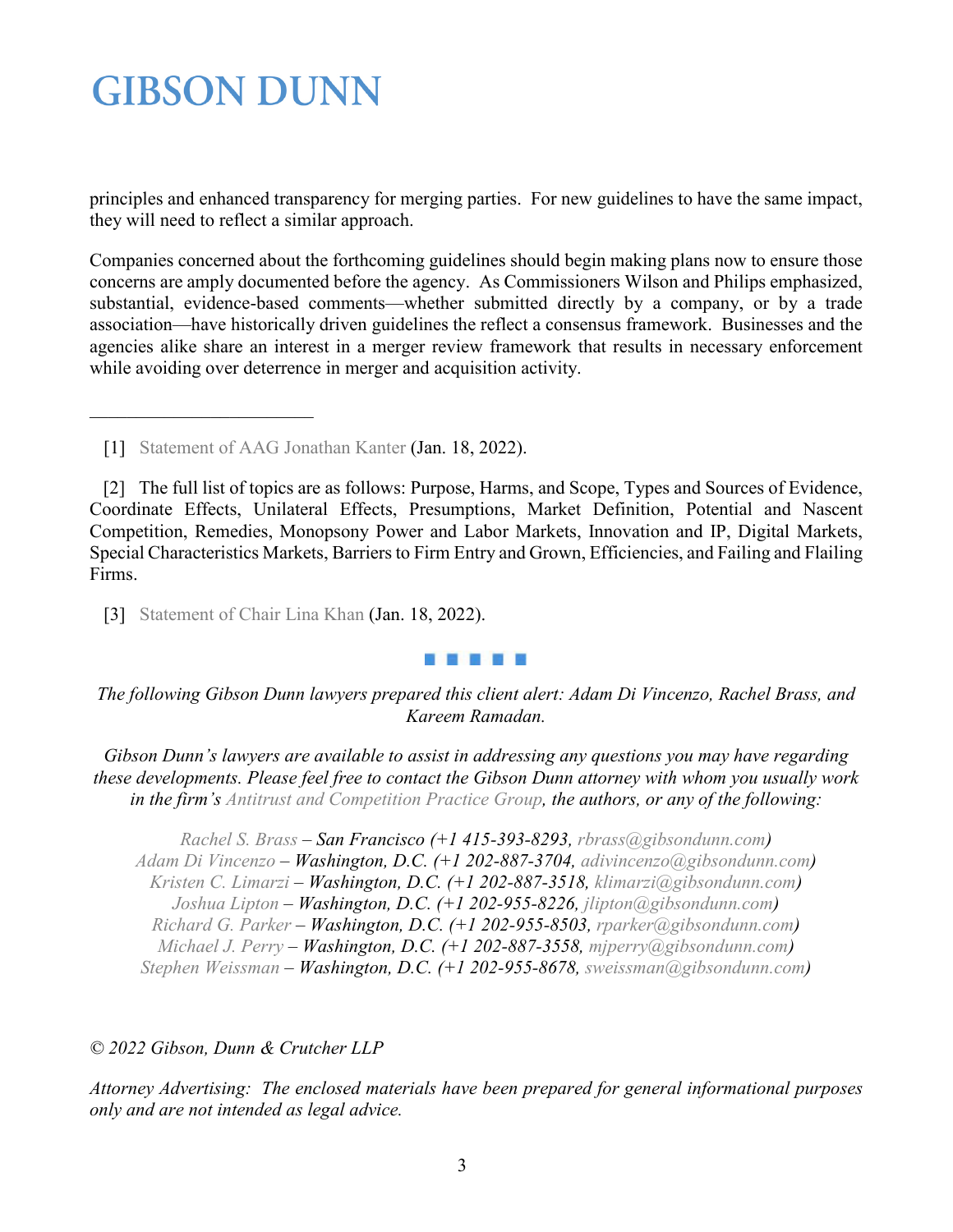principles and enhanced transparency for merging parties. For new guidelines to have the same impact, they will need to reflect a similar approach.

Companies concerned about the forthcoming guidelines should begin making plans now to ensure those concerns are amply documented before the agency. As Commissioners Wilson and Philips emphasized, substantial, evidence-based comments—whether submitted directly by a company, or by a trade association—have historically driven guidelines the reflect a consensus framework. Businesses and the agencies alike share an interest in a merger review framework that results in necessary enforcement while avoiding over deterrence in merger and acquisition activity.

---

[1] Statement of AAG Jonathan Kanter (Jan. 18, 2022).

[2] The full list of topics are as follows: Purpose, Harms, and Scope, Types and Sources of Evidence, Coordinate Effects, Unilateral Effects, Presumptions, Market Definition, Potential and Nascent Competition, Remedies, Monopsony Power and Labor Markets, Innovation and IP, Digital Markets, Special Characteristics Markets, Barriers to Firm Entry and Grown, Efficiencies, and Failing and Flailing Firms.

[3] Statement of Chair Lina Khan (Jan. 18, 2022).

---

*The following Gibson Dunn lawyers prepared this client alert: Adam Di Vincenzo, Rachel Brass, and Kareem Ramadan.*

*Gibson Dunn's lawyers are available to assist in addressing any questions you may have regarding these developments. Please feel free to contact the Gibson Dunn attorney with whom you usually work in the firm's Antitrust and Competition Practice Group, the authors, or any of the following:*

*Rachel S. Brass – San Francisco (+1 415-393-8293, rbrass@gibsondunn.com)*
*Adam Di Vincenzo – Washington, D.C. (+1 202-887-3704, adivincenzo@gibsondunn.com)*
*Kristen C. Limarzi – Washington, D.C. (+1 202-887-3518, klimarzi@gibsondunn.com)*
*Joshua Lipton – Washington, D.C. (+1 202-955-8226, jlipton@gibsondunn.com)*
*Richard G. Parker – Washington, D.C. (+1 202-955-8503, rparker@gibsondunn.com)*
*Michael J. Perry – Washington, D.C. (+1 202-887-3558, mjperry@gibsondunn.com)*
*Stephen Weissman – Washington, D.C. (+1 202-955-8678, sweissman@gibsondunn.com)*

*© 2022 Gibson, Dunn & Crutcher LLP*

*Attorney Advertising: The enclosed materials have been prepared for general informational purposes only and are not intended as legal advice.*